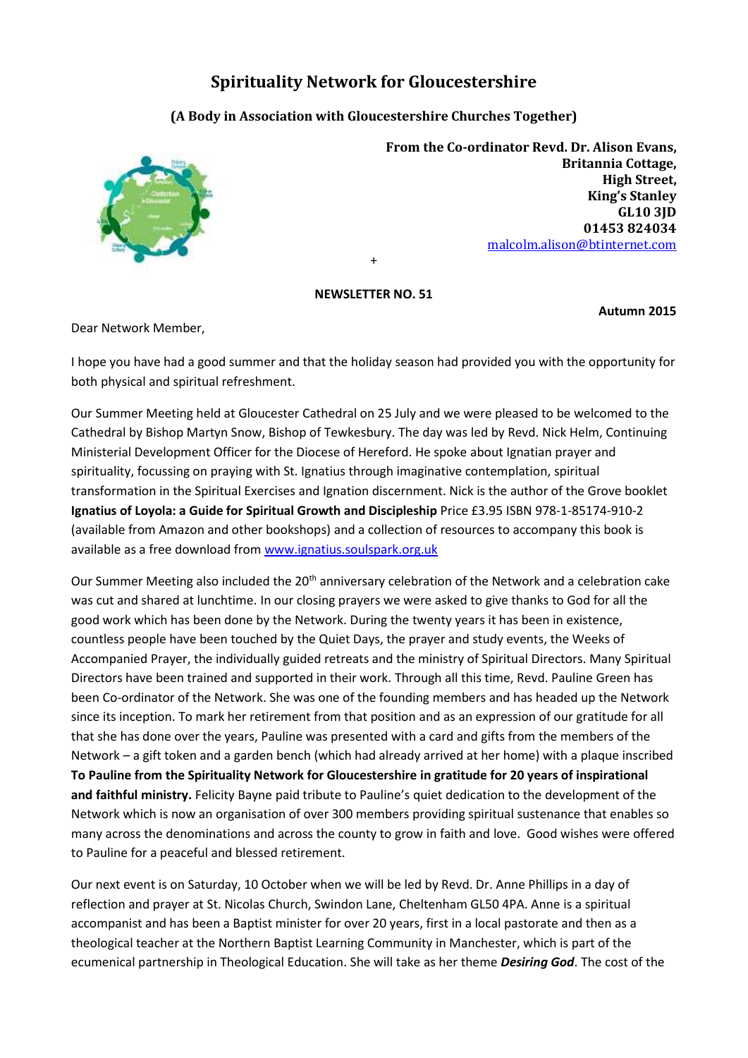# Spirituality Network for Gloucestershire

**(A Body in Association with Gloucestershire Churches Together)**

**From the Co-ordinator Revd. Dr. Alison Evans,**
**Britannia Cottage,**
**High Street,**
**King's Stanley**
**GL10 3JD**
**01453 824034**
[malcolm.alison@btinternet.com](mailto:malcolm.alison@btinternet.com)

+

**NEWSLETTER NO. 51**

**Autumn 2015**

Dear Network Member,

I hope you have had a good summer and that the holiday season had provided you with the opportunity for both physical and spiritual refreshment.

Our Summer Meeting held at Gloucester Cathedral on 25 July and we were pleased to be welcomed to the Cathedral by Bishop Martyn Snow, Bishop of Tewkesbury. The day was led by Revd. Nick Helm, Continuing Ministerial Development Officer for the Diocese of Hereford. He spoke about Ignatian prayer and spirituality, focussing on praying with St. Ignatius through imaginative contemplation, spiritual transformation in the Spiritual Exercises and Ignation discernment. Nick is the author of the Grove booklet **Ignatius of Loyola: a Guide for Spiritual Growth and Discipleship** Price £3.95 ISBN 978-1-85174-910-2 (available from Amazon and other bookshops) and a collection of resources to accompany this book is available as a free download from [www.ignatius.soulspark.org.uk](http://www.ignatius.soulspark.org.uk)

Our Summer Meeting also included the 20th anniversary celebration of the Network and a celebration cake was cut and shared at lunchtime. In our closing prayers we were asked to give thanks to God for all the good work which has been done by the Network. During the twenty years it has been in existence, countless people have been touched by the Quiet Days, the prayer and study events, the Weeks of Accompanied Prayer, the individually guided retreats and the ministry of Spiritual Directors. Many Spiritual Directors have been trained and supported in their work. Through all this time, Revd. Pauline Green has been Co-ordinator of the Network. She was one of the founding members and has headed up the Network since its inception. To mark her retirement from that position and as an expression of our gratitude for all that she has done over the years, Pauline was presented with a card and gifts from the members of the Network – a gift token and a garden bench (which had already arrived at her home) with a plaque inscribed **To Pauline from the Spirituality Network for Gloucestershire in gratitude for 20 years of inspirational and faithful ministry.** Felicity Bayne paid tribute to Pauline's quiet dedication to the development of the Network which is now an organisation of over 300 members providing spiritual sustenance that enables so many across the denominations and across the county to grow in faith and love. Good wishes were offered to Pauline for a peaceful and blessed retirement.

Our next event is on Saturday, 10 October when we will be led by Revd. Dr. Anne Phillips in a day of reflection and prayer at St. Nicolas Church, Swindon Lane, Cheltenham GL50 4PA. Anne is a spiritual accompanist and has been a Baptist minister for over 20 years, first in a local pastorate and then as a theological teacher at the Northern Baptist Learning Community in Manchester, which is part of the ecumenical partnership in Theological Education. She will take as her theme ***Desiring God***. The cost of the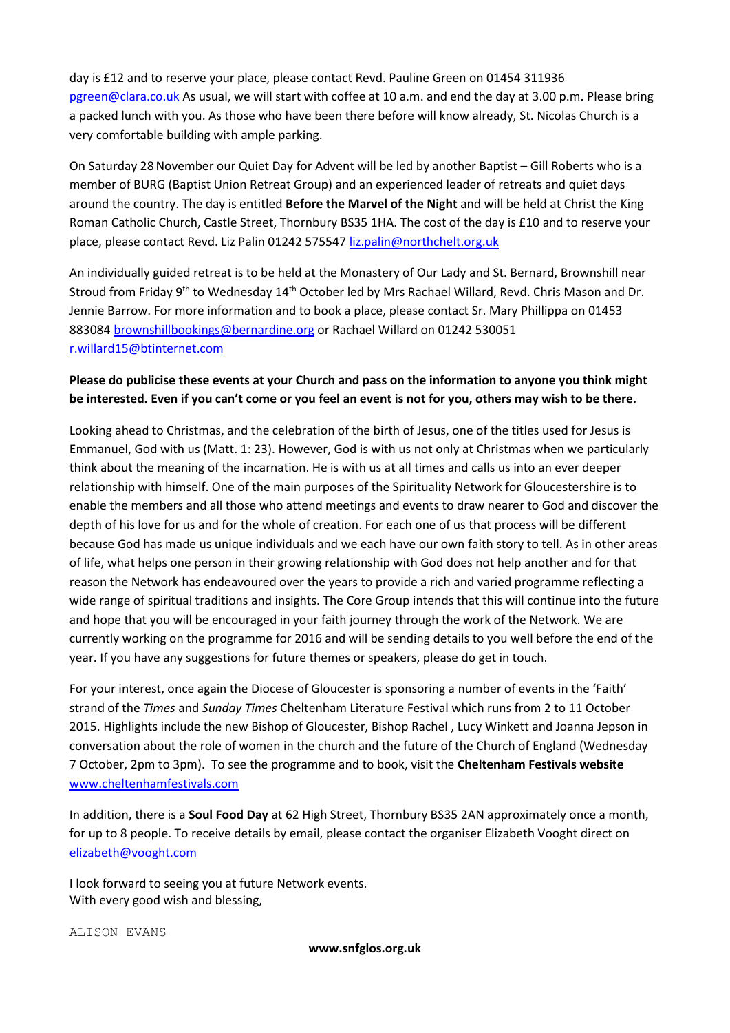day is £12 and to reserve your place, please contact Revd. Pauline Green on 01454 311936 pgreen@clara.co.uk As usual, we will start with coffee at 10 a.m. and end the day at 3.00 p.m. Please bring a packed lunch with you. As those who have been there before will know already, St. Nicolas Church is a very comfortable building with ample parking.

On Saturday 28 November our Quiet Day for Advent will be led by another Baptist – Gill Roberts who is a member of BURG (Baptist Union Retreat Group) and an experienced leader of retreats and quiet days around the country. The day is entitled **Before the Marvel of the Night** and will be held at Christ the King Roman Catholic Church, Castle Street, Thornbury BS35 1HA. The cost of the day is £10 and to reserve your place, please contact Revd. Liz Palin 01242 575547 liz.palin@northchelt.org.uk

An individually guided retreat is to be held at the Monastery of Our Lady and St. Bernard, Brownshill near Stroud from Friday 9th to Wednesday 14th October led by Mrs Rachael Willard, Revd. Chris Mason and Dr. Jennie Barrow. For more information and to book a place, please contact Sr. Mary Phillippa on 01453 883084 brownshillbookings@bernardine.org or Rachael Willard on 01242 530051 r.willard15@btinternet.com

**Please do publicise these events at your Church and pass on the information to anyone you think might be interested. Even if you can't come or you feel an event is not for you, others may wish to be there.**

Looking ahead to Christmas, and the celebration of the birth of Jesus, one of the titles used for Jesus is Emmanuel, God with us (Matt. 1: 23). However, God is with us not only at Christmas when we particularly think about the meaning of the incarnation. He is with us at all times and calls us into an ever deeper relationship with himself. One of the main purposes of the Spirituality Network for Gloucestershire is to enable the members and all those who attend meetings and events to draw nearer to God and discover the depth of his love for us and for the whole of creation. For each one of us that process will be different because God has made us unique individuals and we each have our own faith story to tell. As in other areas of life, what helps one person in their growing relationship with God does not help another and for that reason the Network has endeavoured over the years to provide a rich and varied programme reflecting a wide range of spiritual traditions and insights. The Core Group intends that this will continue into the future and hope that you will be encouraged in your faith journey through the work of the Network. We are currently working on the programme for 2016 and will be sending details to you well before the end of the year. If you have any suggestions for future themes or speakers, please do get in touch.

For your interest, once again the Diocese of Gloucester is sponsoring a number of events in the 'Faith' strand of the *Times* and *Sunday Times* Cheltenham Literature Festival which runs from 2 to 11 October 2015. Highlights include the new Bishop of Gloucester, Bishop Rachel , Lucy Winkett and Joanna Jepson in conversation about the role of women in the church and the future of the Church of England (Wednesday 7 October, 2pm to 3pm). To see the programme and to book, visit the **Cheltenham Festivals website** www.cheltenhamfestivals.com

In addition, there is a **Soul Food Day** at 62 High Street, Thornbury BS35 2AN approximately once a month, for up to 8 people. To receive details by email, please contact the organiser Elizabeth Vooght direct on elizabeth@vooght.com

I look forward to seeing you at future Network events.
With every good wish and blessing,

ALISON EVANS

**www.snfglos.org.uk**